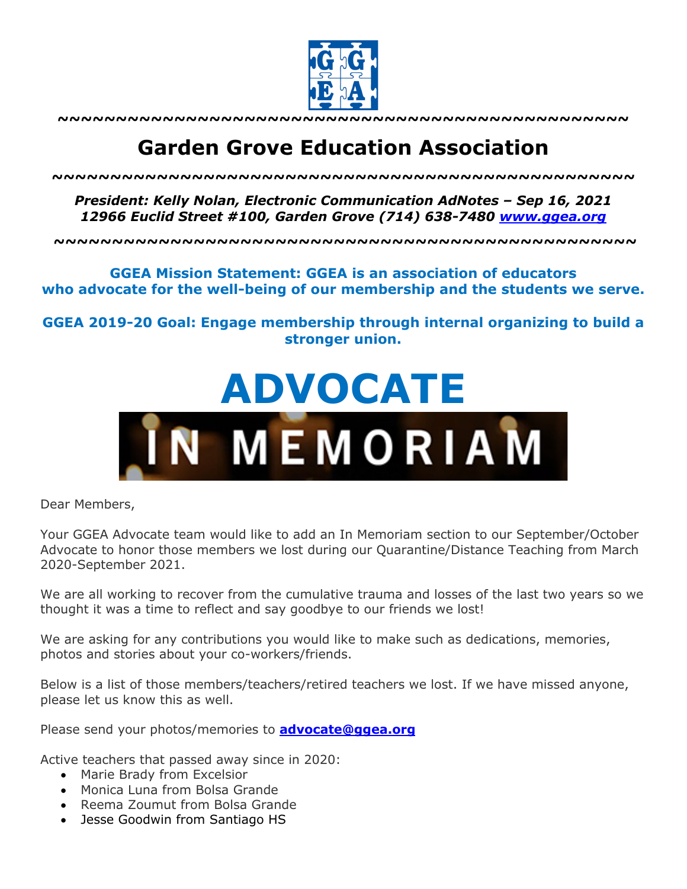~~~~~~~~~~~~~~~~~~~~~~~~~~~~~~~~~~~~~~~~~~~~~~~~~~~

# Garden Grove Education Association

~~~~~~~~~~~~~~~~~~~~~~~~~~~~~~~~~~~~~~~~~~~~~~~~~~~

***President: Kelly Nolan, Electronic Communication AdNotes – Sep 16, 2021***
***12966 Euclid Street #100, Garden Grove (714) 638-7480 [www.ggea.org](http://www.ggea.org)***

~~~~~~~~~~~~~~~~~~~~~~~~~~~~~~~~~~~~~~~~~~~~~~~~~~~

**GGEA Mission Statement: GGEA is an association of educators who advocate for the well-being of our membership and the students we serve.**

**GGEA 2019-20 Goal: Engage membership through internal organizing to build a stronger union.**

# ADVOCATE

## IN MEMORIAM

Dear Members,

Your GGEA Advocate team would like to add an In Memoriam section to our September/October Advocate to honor those members we lost during our Quarantine/Distance Teaching from March 2020-September 2021.

We are all working to recover from the cumulative trauma and losses of the last two years so we thought it was a time to reflect and say goodbye to our friends we lost!

We are asking for any contributions you would like to make such as dedications, memories, photos and stories about your co-workers/friends.

Below is a list of those members/teachers/retired teachers we lost. If we have missed anyone, please let us know this as well.

Please send your photos/memories to **[advocate@ggea.org](mailto:advocate@ggea.org)**

Active teachers that passed away since in 2020:

- Marie Brady from Excelsior
- Monica Luna from Bolsa Grande
- Reema Zoumut from Bolsa Grande
- Jesse Goodwin from Santiago HS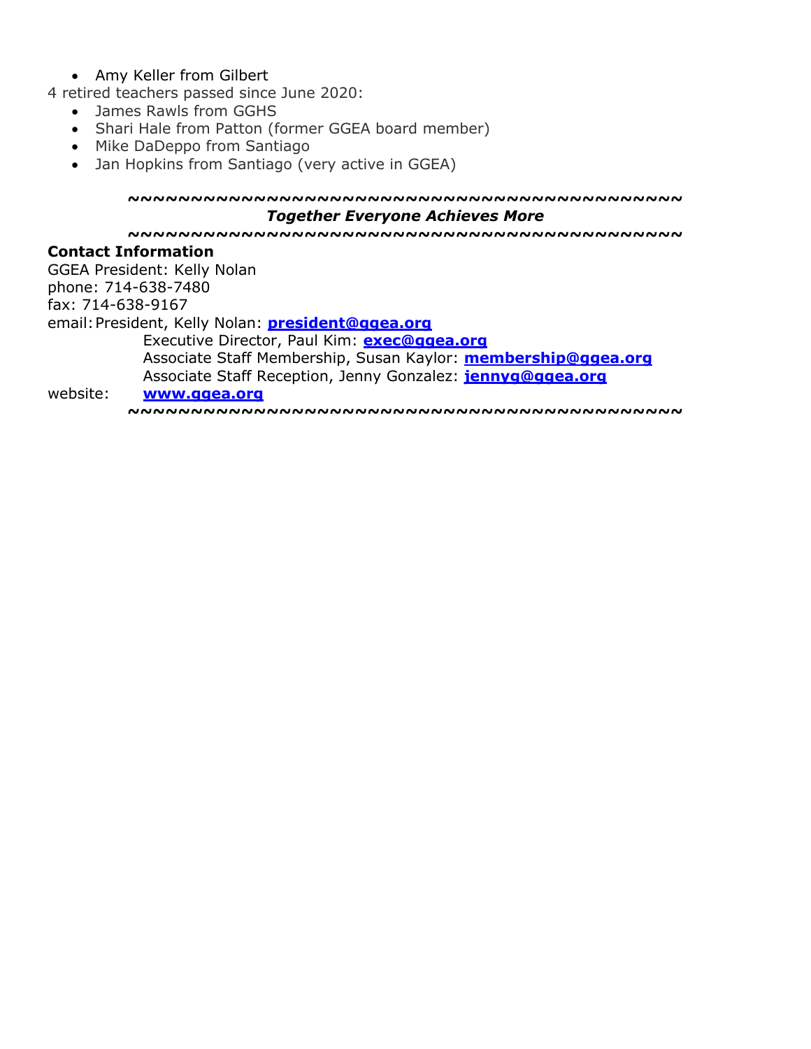- Amy Keller from Gilbert

4 retired teachers passed since June 2020:

- James Rawls from GGHS
- Shari Hale from Patton (former GGEA board member)
- Mike DaDeppo from Santiago
- Jan Hopkins from Santiago (very active in GGEA)

**~~~~~~~~~~~~~~~~~~~~~~~~~~~~~~~~~~~~~~~~~~~~~~**

***Together Everyone Achieves More***

**~~~~~~~~~~~~~~~~~~~~~~~~~~~~~~~~~~~~~~~~~~~~~~**

**Contact Information**

GGEA President: Kelly Nolan
phone: 714-638-7480
fax: 714-638-9167
email: President, Kelly Nolan: **president@ggea.org**
Executive Director, Paul Kim: **exec@ggea.org**
Associate Staff Membership, Susan Kaylor: **membership@ggea.org**
Associate Staff Reception, Jenny Gonzalez: **jennyg@ggea.org**
website: **www.ggea.org**

**~~~~~~~~~~~~~~~~~~~~~~~~~~~~~~~~~~~~~~~~~~~~~~**